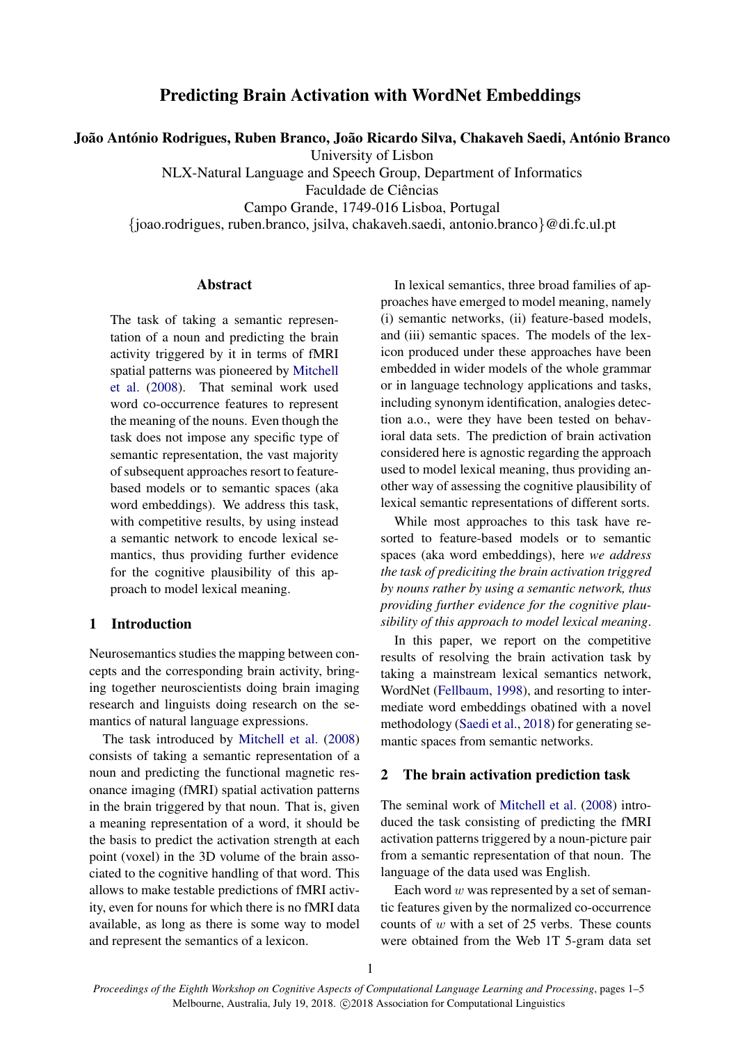# Predicting Brain Activation with WordNet Embeddings

**João António Rodrigues, Ruben Branco, João Ricardo Silva, Chakaveh Saedi, António Branco**

University of Lisbon
NLX-Natural Language and Speech Group, Department of Informatics
Faculdade de Ciências
Campo Grande, 1749-016 Lisboa, Portugal
{joao.rodrigues, ruben.branco, jsilva, chakaveh.saedi, antonio.branco}@di.fc.ul.pt

## Abstract

The task of taking a semantic representation of a noun and predicting the brain activity triggered by it in terms of fMRI spatial patterns was pioneered by Mitchell et al. (2008). That seminal work used word co-occurrence features to represent the meaning of the nouns. Even though the task does not impose any specific type of semantic representation, the vast majority of subsequent approaches resort to feature-based models or to semantic spaces (aka word embeddings). We address this task, with competitive results, by using instead a semantic network to encode lexical semantics, thus providing further evidence for the cognitive plausibility of this approach to model lexical meaning.

## 1 Introduction

Neurosemantics studies the mapping between concepts and the corresponding brain activity, bringing together neuroscientists doing brain imaging research and linguists doing research on the semantics of natural language expressions.

The task introduced by Mitchell et al. (2008) consists of taking a semantic representation of a noun and predicting the functional magnetic resonance imaging (fMRI) spatial activation patterns in the brain triggered by that noun. That is, given a meaning representation of a word, it should be the basis to predict the activation strength at each point (voxel) in the 3D volume of the brain associated to the cognitive handling of that word. This allows to make testable predictions of fMRI activity, even for nouns for which there is no fMRI data available, as long as there is some way to model and represent the semantics of a lexicon.

In lexical semantics, three broad families of approaches have emerged to model meaning, namely (i) semantic networks, (ii) feature-based models, and (iii) semantic spaces. The models of the lexicon produced under these approaches have been embedded in wider models of the whole grammar or in language technology applications and tasks, including synonym identification, analogies detection a.o., were they have been tested on behavioral data sets. The prediction of brain activation considered here is agnostic regarding the approach used to model lexical meaning, thus providing another way of assessing the cognitive plausibility of lexical semantic representations of different sorts.

While most approaches to this task have resorted to feature-based models or to semantic spaces (aka word embeddings), here *we address the task of prediciting the brain activation triggred by nouns rather by using a semantic network, thus providing further evidence for the cognitive plausibility of this approach to model lexical meaning*.

In this paper, we report on the competitive results of resolving the brain activation task by taking a mainstream lexical semantics network, WordNet (Fellbaum, 1998), and resorting to intermediate word embeddings obatined with a novel methodology (Saedi et al., 2018) for generating semantic spaces from semantic networks.

## 2 The brain activation prediction task

The seminal work of Mitchell et al. (2008) introduced the task consisting of predicting the fMRI activation patterns triggered by a noun-picture pair from a semantic representation of that noun. The language of the data used was English.

Each word $w$ was represented by a set of semantic features given by the normalized co-occurrence counts of $w$ with a set of 25 verbs. These counts were obtained from the Web 1T 5-gram data set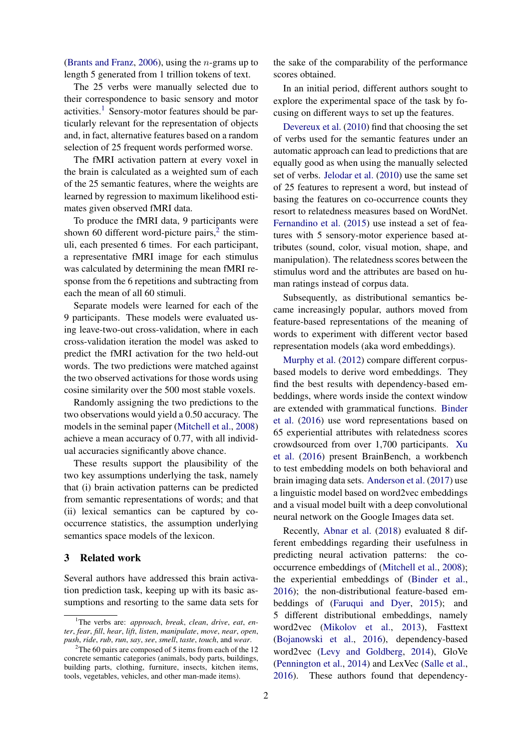(Brants and Franz, 2006), using the $n$-grams up to length 5 generated from 1 trillion tokens of text.

The 25 verbs were manually selected due to their correspondence to basic sensory and motor activities.[1] Sensory-motor features should be particularly relevant for the representation of objects and, in fact, alternative features based on a random selection of 25 frequent words performed worse.

The fMRI activation pattern at every voxel in the brain is calculated as a weighted sum of each of the 25 semantic features, where the weights are learned by regression to maximum likelihood estimates given observed fMRI data.

To produce the fMRI data, 9 participants were shown 60 different word-picture pairs,[2] the stimuli, each presented 6 times. For each participant, a representative fMRI image for each stimulus was calculated by determining the mean fMRI response from the 6 repetitions and subtracting from each the mean of all 60 stimuli.

Separate models were learned for each of the 9 participants. These models were evaluated using leave-two-out cross-validation, where in each cross-validation iteration the model was asked to predict the fMRI activation for the two held-out words. The two predictions were matched against the two observed activations for those words using cosine similarity over the 500 most stable voxels.

Randomly assigning the two predictions to the two observations would yield a 0.50 accuracy. The models in the seminal paper (Mitchell et al., 2008) achieve a mean accuracy of 0.77, with all individual accuracies significantly above chance.

These results support the plausibility of the two key assumptions underlying the task, namely that (i) brain activation patterns can be predicted from semantic representations of words; and that (ii) lexical semantics can be captured by co-occurrence statistics, the assumption underlying semantics space models of the lexicon.

## 3 Related work

Several authors have addressed this brain activation prediction task, keeping up with its basic assumptions and resorting to the same data sets for the sake of the comparability of the performance scores obtained.

In an initial period, different authors sought to explore the experimental space of the task by focusing on different ways to set up the features.

Devereux et al. (2010) find that choosing the set of verbs used for the semantic features under an automatic approach can lead to predictions that are equally good as when using the manually selected set of verbs. Jelodar et al. (2010) use the same set of 25 features to represent a word, but instead of basing the features on co-occurrence counts they resort to relatedness measures based on WordNet. Fernandino et al. (2015) use instead a set of features with 5 sensory-motor experience based attributes (sound, color, visual motion, shape, and manipulation). The relatedness scores between the stimulus word and the attributes are based on human ratings instead of corpus data.

Subsequently, as distributional semantics became increasingly popular, authors moved from feature-based representations of the meaning of words to experiment with different vector based representation models (aka word embeddings).

Murphy et al. (2012) compare different corpus-based models to derive word embeddings. They find the best results with dependency-based embeddings, where words inside the context window are extended with grammatical functions. Binder et al. (2016) use word representations based on 65 experiential attributes with relatedness scores crowdsourced from over 1,700 participants. Xu et al. (2016) present BrainBench, a workbench to test embedding models on both behavioral and brain imaging data sets. Anderson et al. (2017) use a linguistic model based on word2vec embeddings and a visual model built with a deep convolutional neural network on the Google Images data set.

Recently, Abnar et al. (2018) evaluated 8 different embeddings regarding their usefulness in predicting neural activation patterns: the co-occurrence embeddings of (Mitchell et al., 2008); the experiential embeddings of (Binder et al., 2016); the non-distributional feature-based embeddings of (Faruqui and Dyer, 2015); and 5 different distributional embeddings, namely word2vec (Mikolov et al., 2013), Fasttext (Bojanowski et al., 2016), dependency-based word2vec (Levy and Goldberg, 2014), GloVe (Pennington et al., 2014) and LexVec (Salle et al., 2016). These authors found that dependency-

[1] The verbs are: *approach*, *break*, *clean*, *drive*, *eat*, *enter*, *fear*, *fill*, *hear*, *lift*, *listen*, *manipulate*, *move*, *near*, *open*, *push*, *ride*, *rub*, *run*, *say*, *see*, *smell*, *taste*, *touch*, and *wear*.

[2] The 60 pairs are composed of 5 items from each of the 12 concrete semantic categories (animals, body parts, buildings, building parts, clothing, furniture, insects, kitchen items, tools, vegetables, vehicles, and other man-made items).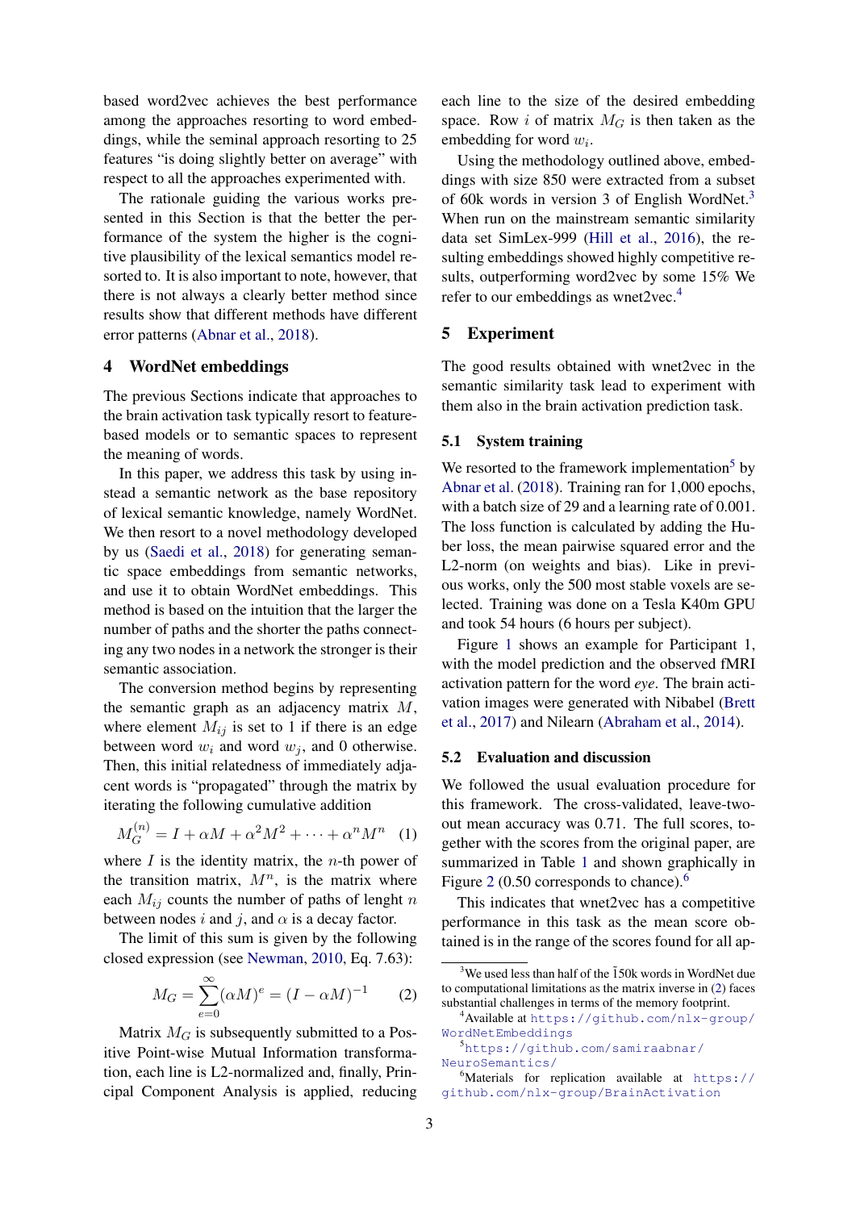based word2vec achieves the best performance among the approaches resorting to word embeddings, while the seminal approach resorting to 25 features "is doing slightly better on average" with respect to all the approaches experimented with.

The rationale guiding the various works presented in this Section is that the better the performance of the system the higher is the cognitive plausibility of the lexical semantics model resorted to. It is also important to note, however, that there is not always a clearly better method since results show that different methods have different error patterns (Abnar et al., 2018).

## 4 WordNet embeddings

The previous Sections indicate that approaches to the brain activation task typically resort to feature-based models or to semantic spaces to represent the meaning of words.

In this paper, we address this task by using instead a semantic network as the base repository of lexical semantic knowledge, namely WordNet. We then resort to a novel methodology developed by us (Saedi et al., 2018) for generating semantic space embeddings from semantic networks, and use it to obtain WordNet embeddings. This method is based on the intuition that the larger the number of paths and the shorter the paths connecting any two nodes in a network the stronger is their semantic association.

The conversion method begins by representing the semantic graph as an adjacency matrix $M$, where element $M_{ij}$ is set to 1 if there is an edge between word $w_i$ and word $w_j$, and 0 otherwise. Then, this initial relatedness of immediately adjacent words is "propagated" through the matrix by iterating the following cumulative addition

$$M_G^{(n)} = I + \alpha M + \alpha^2 M^2 + \cdots + \alpha^n M^n \quad (1)$$

where $I$ is the identity matrix, the $n$-th power of the transition matrix, $M^n$, is the matrix where each $M_{ij}$ counts the number of paths of lenght $n$ between nodes $i$ and $j$, and $\alpha$ is a decay factor.

The limit of this sum is given by the following closed expression (see Newman, 2010, Eq. 7.63):

$$M_G = \sum_{e=0}^{\infty} (\alpha M)^e = (I - \alpha M)^{-1} \quad (2)$$

Matrix $M_G$ is subsequently submitted to a Positive Point-wise Mutual Information transformation, each line is L2-normalized and, finally, Principal Component Analysis is applied, reducing each line to the size of the desired embedding space. Row $i$ of matrix $M_G$ is then taken as the embedding for word $w_i$.

Using the methodology outlined above, embeddings with size 850 were extracted from a subset of 60k words in version 3 of English WordNet.[3] When run on the mainstream semantic similarity data set SimLex-999 (Hill et al., 2016), the resulting embeddings showed highly competitive results, outperforming word2vec by some 15% We refer to our embeddings as wnet2vec.[4]

## 5 Experiment

The good results obtained with wnet2vec in the semantic similarity task lead to experiment with them also in the brain activation prediction task.

### 5.1 System training

We resorted to the framework implementation[5] by Abnar et al. (2018). Training ran for 1,000 epochs, with a batch size of 29 and a learning rate of 0.001. The loss function is calculated by adding the Huber loss, the mean pairwise squared error and the L2-norm (on weights and bias). Like in previous works, only the 500 most stable voxels are selected. Training was done on a Tesla K40m GPU and took 54 hours (6 hours per subject).

Figure 1 shows an example for Participant 1, with the model prediction and the observed fMRI activation pattern for the word *eye*. The brain activation images were generated with Nibabel (Brett et al., 2017) and Nilearn (Abraham et al., 2014).

### 5.2 Evaluation and discussion

We followed the usual evaluation procedure for this framework. The cross-validated, leave-two-out mean accuracy was 0.71. The full scores, together with the scores from the original paper, are summarized in Table 1 and shown graphically in Figure 2 (0.50 corresponds to chance).[6]

This indicates that wnet2vec has a competitive performance in this task as the mean score obtained is in the range of the scores found for all ap-

---

[3] We used less than half of the ~150k words in WordNet due to computational limitations as the matrix inverse in (2) faces substantial challenges in terms of the memory footprint.

[4] Available at https://github.com/nlx-group/WordNetEmbeddings

[5] https://github.com/samiraabnar/NeuroSemantics/

[6] Materials for replication available at https://github.com/nlx-group/BrainActivation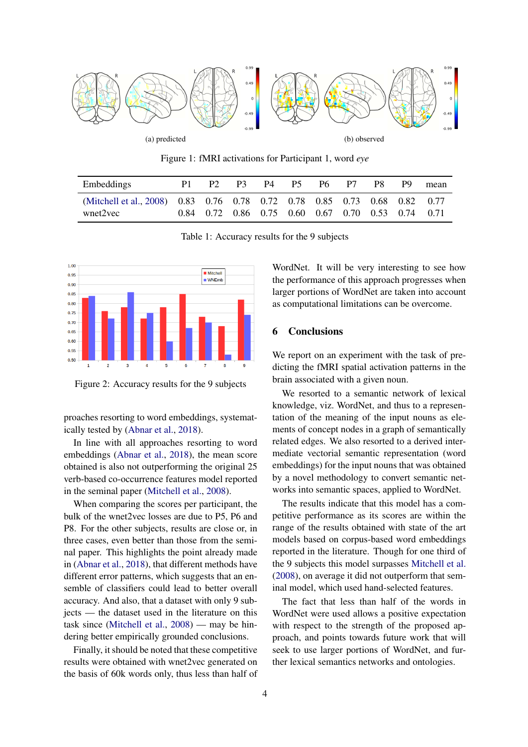(a) predicted

(b) observed

Figure 1: fMRI activations for Participant 1, word *eye*

| Embeddings | P1 | P2 | P3 | P4 | P5 | P6 | P7 | P8 | P9 | mean |
|---|---|---|---|---|---|---|---|---|---|---|
| (Mitchell et al., 2008) | 0.83 | 0.76 | 0.78 | 0.72 | 0.78 | 0.85 | 0.73 | 0.68 | 0.82 | 0.77 |
| wnet2vec | 0.84 | 0.72 | 0.86 | 0.75 | 0.60 | 0.67 | 0.70 | 0.53 | 0.74 | 0.71 |

Table 1: Accuracy results for the 9 subjects

Figure 2: Accuracy results for the 9 subjects

proaches resorting to word embeddings, systematically tested by (Abnar et al., 2018).

In line with all approaches resorting to word embeddings (Abnar et al., 2018), the mean score obtained is also not outperforming the original 25 verb-based co-occurrence features model reported in the seminal paper (Mitchell et al., 2008).

When comparing the scores per participant, the bulk of the wnet2vec losses are due to P5, P6 and P8. For the other subjects, results are close or, in three cases, even better than those from the seminal paper. This highlights the point already made in (Abnar et al., 2018), that different methods have different error patterns, which suggests that an ensemble of classifiers could lead to better overall accuracy. And also, that a dataset with only 9 subjects — the dataset used in the literature on this task since (Mitchell et al., 2008) — may be hindering better empirically grounded conclusions.

Finally, it should be noted that these competitive results were obtained with wnet2vec generated on the basis of 60k words only, thus less than half of WordNet. It will be very interesting to see how the performance of this approach progresses when larger portions of WordNet are taken into account as computational limitations can be overcome.

## 6 Conclusions

We report on an experiment with the task of predicting the fMRI spatial activation patterns in the brain associated with a given noun.

We resorted to a semantic network of lexical knowledge, viz. WordNet, and thus to a representation of the meaning of the input nouns as elements of concept nodes in a graph of semantically related edges. We also resorted to a derived intermediate vectorial semantic representation (word embeddings) for the input nouns that was obtained by a novel methodology to convert semantic networks into semantic spaces, applied to WordNet.

The results indicate that this model has a competitive performance as its scores are within the range of the results obtained with state of the art models based on corpus-based word embeddings reported in the literature. Though for one third of the 9 subjects this model surpasses Mitchell et al. (2008), on average it did not outperform that seminal model, which used hand-selected features.

The fact that less than half of the words in WordNet were used allows a positive expectation with respect to the strength of the proposed approach, and points towards future work that will seek to use larger portions of WordNet, and further lexical semantics networks and ontologies.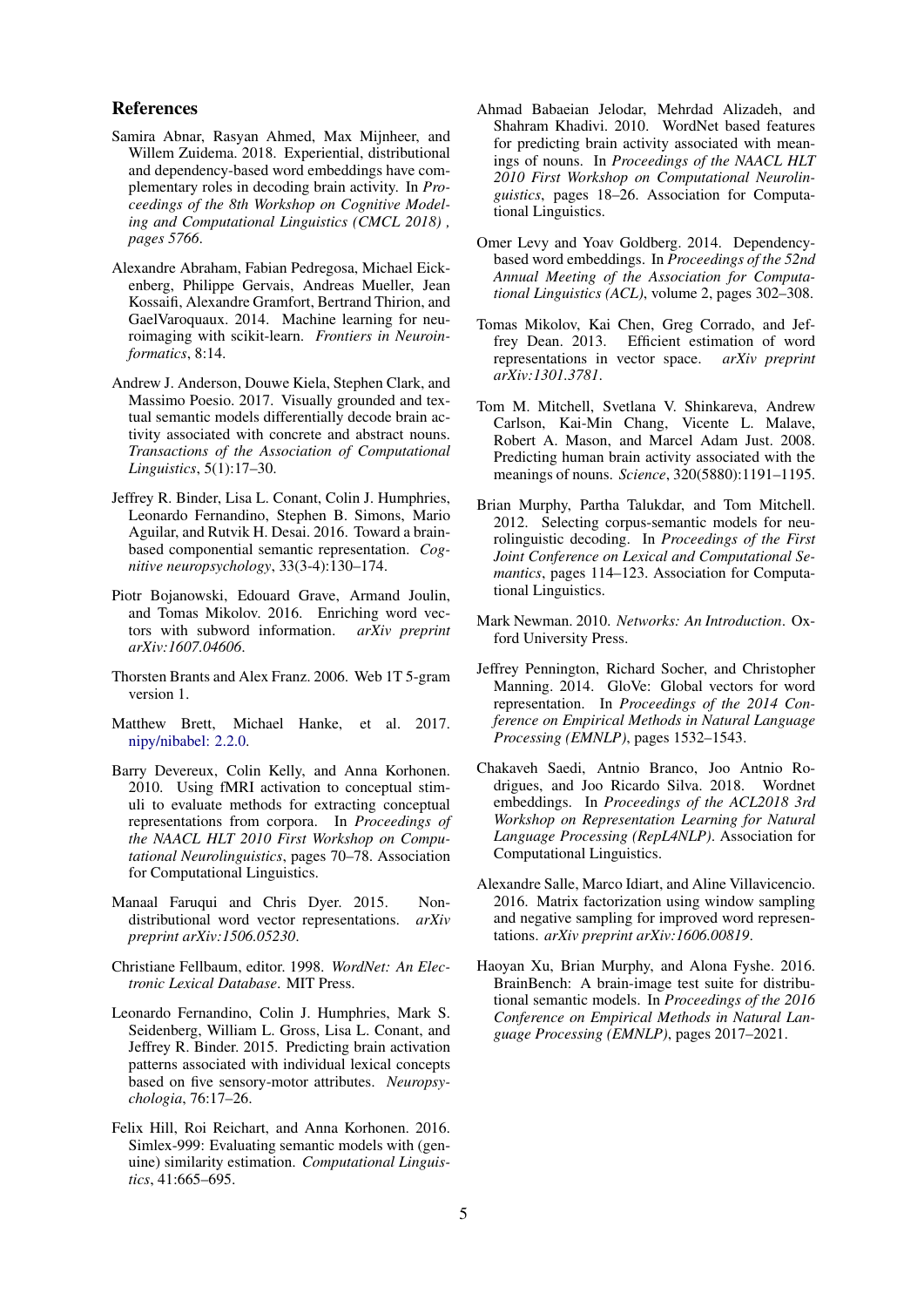## References

Samira Abnar, Rasyan Ahmed, Max Mijnheer, and Willem Zuidema. 2018. Experiential, distributional and dependency-based word embeddings have complementary roles in decoding brain activity. In *Proceedings of the 8th Workshop on Cognitive Modeling and Computational Linguistics (CMCL 2018) , pages 5766*.

Alexandre Abraham, Fabian Pedregosa, Michael Eickenberg, Philippe Gervais, Andreas Mueller, Jean Kossaifi, Alexandre Gramfort, Bertrand Thirion, and GaelVaroquaux. 2014. Machine learning for neuroimaging with scikit-learn. *Frontiers in Neuroinformatics*, 8:14.

Andrew J. Anderson, Douwe Kiela, Stephen Clark, and Massimo Poesio. 2017. Visually grounded and textual semantic models differentially decode brain activity associated with concrete and abstract nouns. *Transactions of the Association of Computational Linguistics*, 5(1):17–30.

Jeffrey R. Binder, Lisa L. Conant, Colin J. Humphries, Leonardo Fernandino, Stephen B. Simons, Mario Aguilar, and Rutvik H. Desai. 2016. Toward a brain-based componential semantic representation. *Cognitive neuropsychology*, 33(3-4):130–174.

Piotr Bojanowski, Edouard Grave, Armand Joulin, and Tomas Mikolov. 2016. Enriching word vectors with subword information. *arXiv preprint arXiv:1607.04606*.

Thorsten Brants and Alex Franz. 2006. Web 1T 5-gram version 1.

Matthew Brett, Michael Hanke, et al. 2017. nipy/nibabel: 2.2.0.

Barry Devereux, Colin Kelly, and Anna Korhonen. 2010. Using fMRI activation to conceptual stimuli to evaluate methods for extracting conceptual representations from corpora. In *Proceedings of the NAACL HLT 2010 First Workshop on Computational Neurolinguistics*, pages 70–78. Association for Computational Linguistics.

Manaal Faruqui and Chris Dyer. 2015. Non-distributional word vector representations. *arXiv preprint arXiv:1506.05230*.

Christiane Fellbaum, editor. 1998. *WordNet: An Electronic Lexical Database*. MIT Press.

Leonardo Fernandino, Colin J. Humphries, Mark S. Seidenberg, William L. Gross, Lisa L. Conant, and Jeffrey R. Binder. 2015. Predicting brain activation patterns associated with individual lexical concepts based on five sensory-motor attributes. *Neuropsychologia*, 76:17–26.

Felix Hill, Roi Reichart, and Anna Korhonen. 2016. Simlex-999: Evaluating semantic models with (genuine) similarity estimation. *Computational Linguistics*, 41:665–695.

Ahmad Babaeian Jelodar, Mehrdad Alizadeh, and Shahram Khadivi. 2010. WordNet based features for predicting brain activity associated with meanings of nouns. In *Proceedings of the NAACL HLT 2010 First Workshop on Computational Neurolinguistics*, pages 18–26. Association for Computational Linguistics.

Omer Levy and Yoav Goldberg. 2014. Dependency-based word embeddings. In *Proceedings of the 52nd Annual Meeting of the Association for Computational Linguistics (ACL)*, volume 2, pages 302–308.

Tomas Mikolov, Kai Chen, Greg Corrado, and Jeffrey Dean. 2013. Efficient estimation of word representations in vector space. *arXiv preprint arXiv:1301.3781*.

Tom M. Mitchell, Svetlana V. Shinkareva, Andrew Carlson, Kai-Min Chang, Vicente L. Malave, Robert A. Mason, and Marcel Adam Just. 2008. Predicting human brain activity associated with the meanings of nouns. *Science*, 320(5880):1191–1195.

Brian Murphy, Partha Talukdar, and Tom Mitchell. 2012. Selecting corpus-semantic models for neurolinguistic decoding. In *Proceedings of the First Joint Conference on Lexical and Computational Semantics*, pages 114–123. Association for Computational Linguistics.

Mark Newman. 2010. *Networks: An Introduction*. Oxford University Press.

Jeffrey Pennington, Richard Socher, and Christopher Manning. 2014. GloVe: Global vectors for word representation. In *Proceedings of the 2014 Conference on Empirical Methods in Natural Language Processing (EMNLP)*, pages 1532–1543.

Chakaveh Saedi, Antnio Branco, Joo Antnio Rodrigues, and Joo Ricardo Silva. 2018. Wordnet embeddings. In *Proceedings of the ACL2018 3rd Workshop on Representation Learning for Natural Language Processing (RepL4NLP)*. Association for Computational Linguistics.

Alexandre Salle, Marco Idiart, and Aline Villavicencio. 2016. Matrix factorization using window sampling and negative sampling for improved word representations. *arXiv preprint arXiv:1606.00819*.

Haoyan Xu, Brian Murphy, and Alona Fyshe. 2016. BrainBench: A brain-image test suite for distributional semantic models. In *Proceedings of the 2016 Conference on Empirical Methods in Natural Language Processing (EMNLP)*, pages 2017–2021.